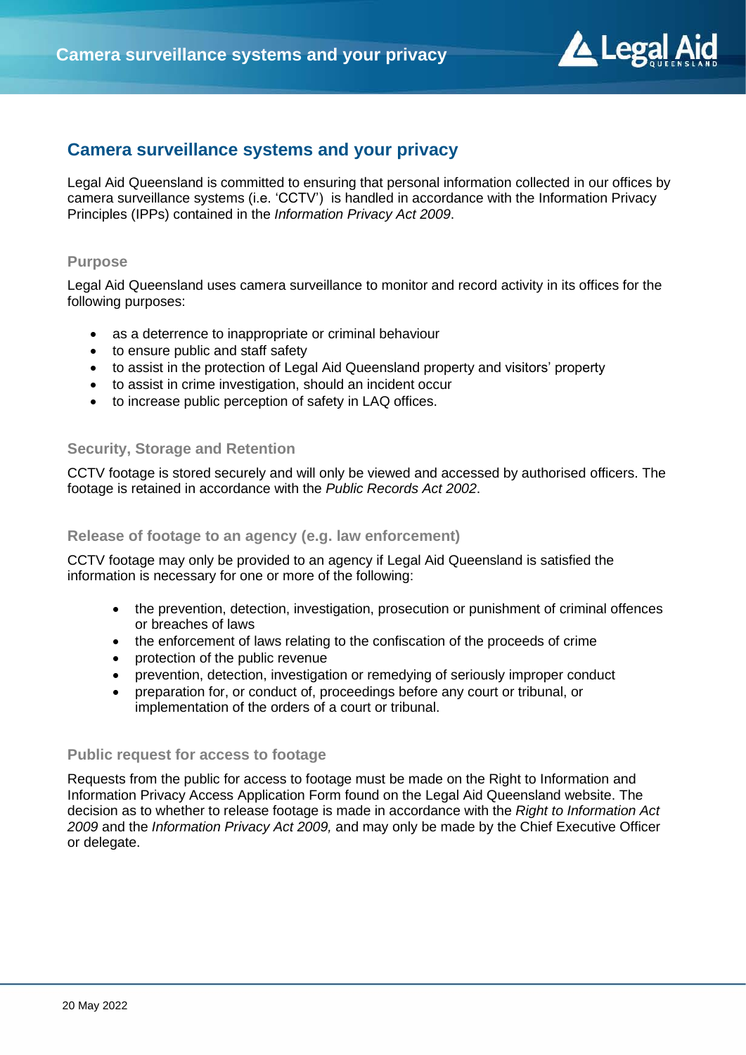# Camera surveillance systems and your privacy

Legal Aid Queensland is committed to ensuring that personal information collected in our offices by camera surveillance systems (i.e. 'CCTV') is handled in accordance with the Information Privacy Principles (IPPs) contained in the *Information Privacy Act 2009*.

## Purpose

Legal Aid Queensland uses camera surveillance to monitor and record activity in its offices for the following purposes:

- as a deterrence to inappropriate or criminal behaviour
- to ensure public and staff safety
- to assist in the protection of Legal Aid Queensland property and visitors' property
- to assist in crime investigation, should an incident occur
- to increase public perception of safety in LAQ offices.

## Security, Storage and Retention

CCTV footage is stored securely and will only be viewed and accessed by authorised officers. The footage is retained in accordance with the *Public Records Act 2002*.

## Release of footage to an agency (e.g. law enforcement)

CCTV footage may only be provided to an agency if Legal Aid Queensland is satisfied the information is necessary for one or more of the following:

- the prevention, detection, investigation, prosecution or punishment of criminal offences or breaches of laws
- the enforcement of laws relating to the confiscation of the proceeds of crime
- protection of the public revenue
- prevention, detection, investigation or remedying of seriously improper conduct
- preparation for, or conduct of, proceedings before any court or tribunal, or implementation of the orders of a court or tribunal.

## Public request for access to footage

Requests from the public for access to footage must be made on the Right to Information and Information Privacy Access Application Form found on the Legal Aid Queensland website. The decision as to whether to release footage is made in accordance with the *Right to Information Act 2009* and the *Information Privacy Act 2009,* and may only be made by the Chief Executive Officer or delegate.

20 May 2022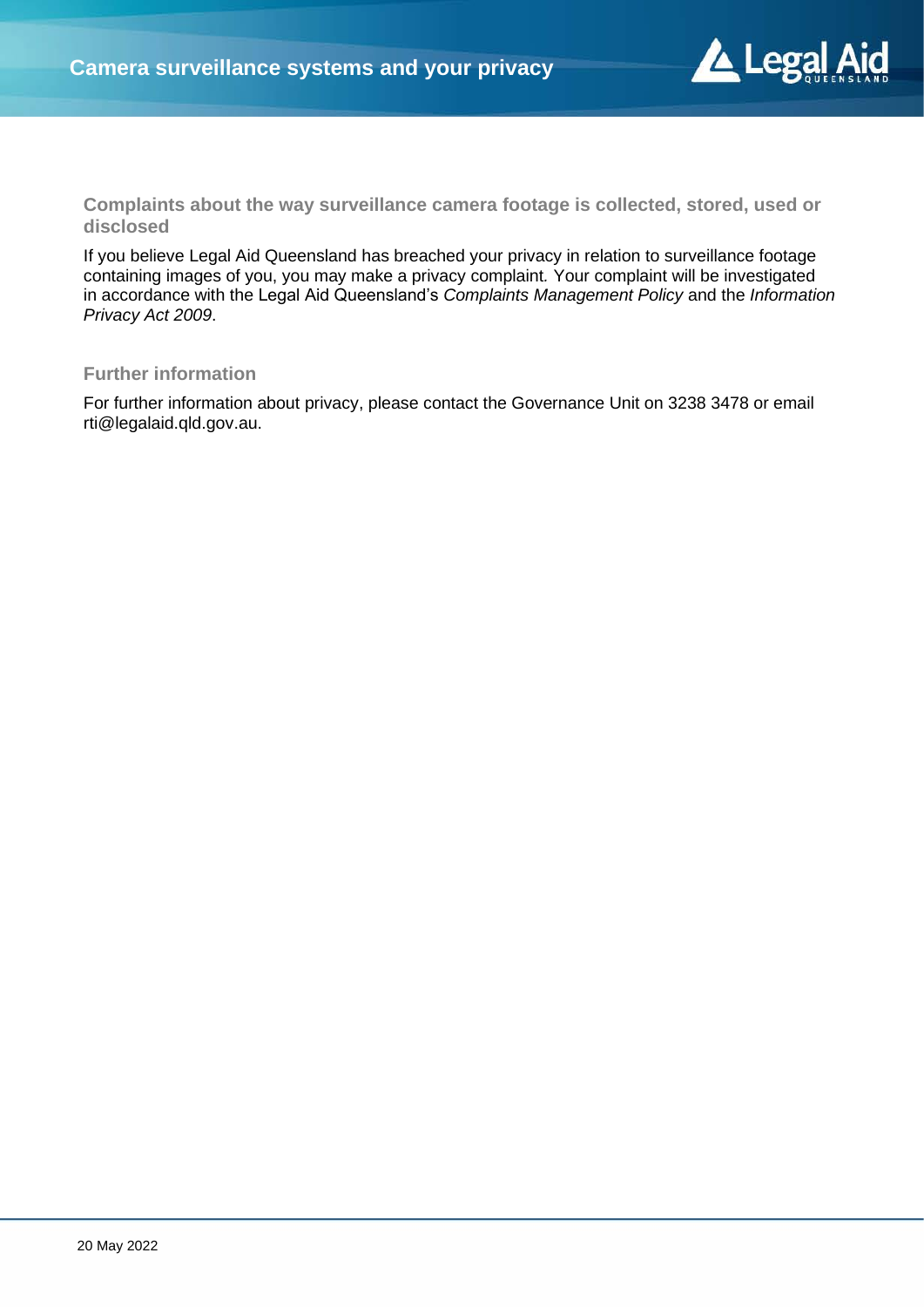## Complaints about the way surveillance camera footage is collected, stored, used or disclosed

If you believe Legal Aid Queensland has breached your privacy in relation to surveillance footage containing images of you, you may make a privacy complaint. Your complaint will be investigated in accordance with the Legal Aid Queensland's *Complaints Management Policy* and the *Information Privacy Act 2009*.

## Further information

For further information about privacy, please contact the Governance Unit on 3238 3478 or email rti@legalaid.qld.gov.au.